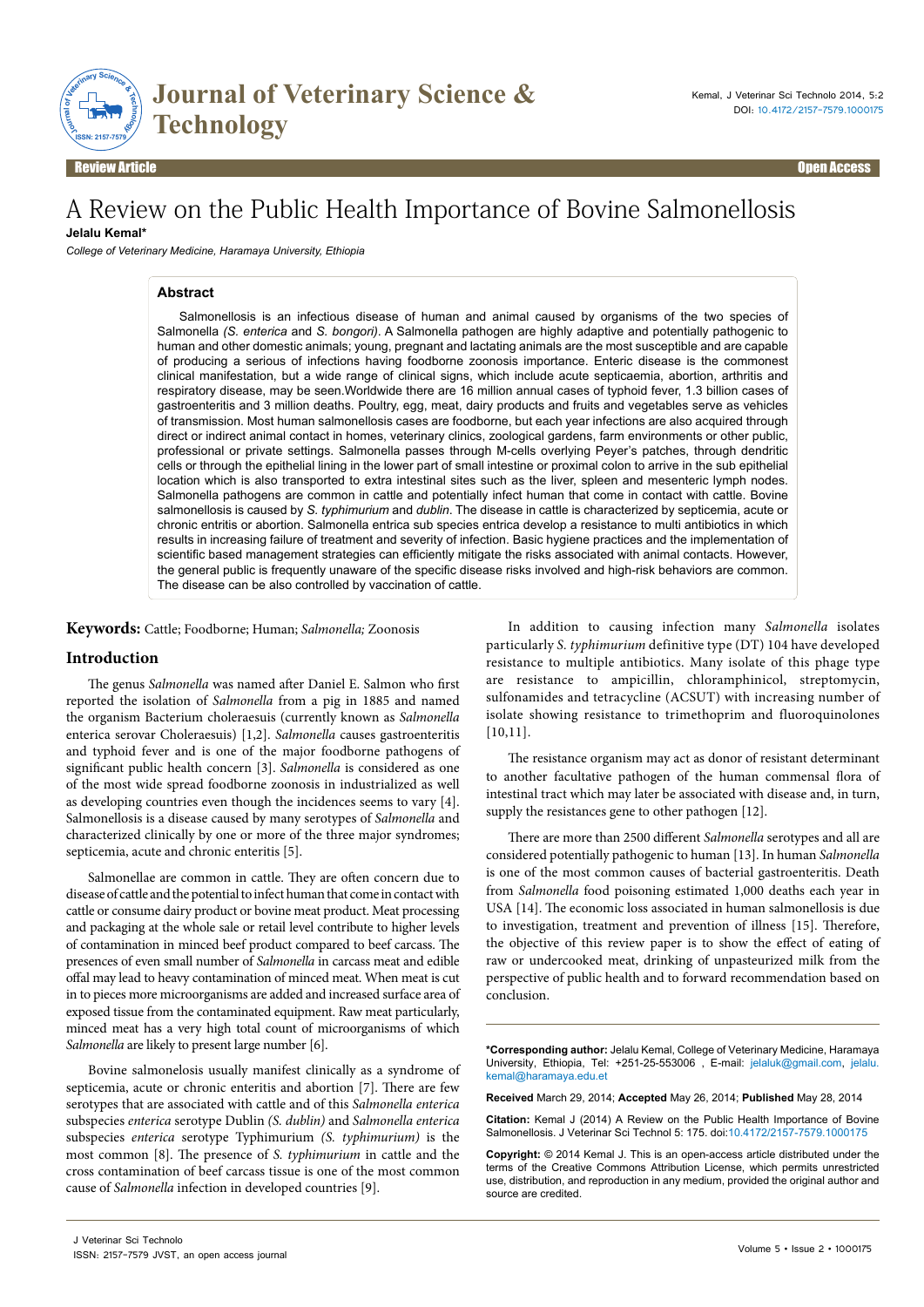Review Article | Open Access

# A Review on the Public Health Importance of Bovine Salmonellosis

**Jelalu Kemal***

*College of Veterinary Medicine, Haramaya University, Ethiopia*

## Abstract

Salmonellosis is an infectious disease of human and animal caused by organisms of the two species of Salmonella *(S. enterica* and *S. bongori)*. A Salmonella pathogen are highly adaptive and potentially pathogenic to human and other domestic animals; young, pregnant and lactating animals are the most susceptible and are capable of producing a serious of infections having foodborne zoonosis importance. Enteric disease is the commonest clinical manifestation, but a wide range of clinical signs, which include acute septicaemia, abortion, arthritis and respiratory disease, may be seen.Worldwide there are 16 million annual cases of typhoid fever, 1.3 billion cases of gastroenteritis and 3 million deaths. Poultry, egg, meat, dairy products and fruits and vegetables serve as vehicles of transmission. Most human salmonellosis cases are foodborne, but each year infections are also acquired through direct or indirect animal contact in homes, veterinary clinics, zoological gardens, farm environments or other public, professional or private settings. Salmonella passes through M-cells overlying Peyer's patches, through dendritic cells or through the epithelial lining in the lower part of small intestine or proximal colon to arrive in the sub epithelial location which is also transported to extra intestinal sites such as the liver, spleen and mesenteric lymph nodes. Salmonella pathogens are common in cattle and potentially infect human that come in contact with cattle. Bovine salmonellosis is caused by *S. typhimurium* and *dublin*. The disease in cattle is characterized by septicemia, acute or chronic entritis or abortion. Salmonella entrica sub species entrica develop a resistance to multi antibiotics in which results in increasing failure of treatment and severity of infection. Basic hygiene practices and the implementation of scientific based management strategies can efficiently mitigate the risks associated with animal contacts. However, the general public is frequently unaware of the specific disease risks involved and high-risk behaviors are common. The disease can be also controlled by vaccination of cattle.

**Keywords:** Cattle; Foodborne; Human; *Salmonella;* Zoonosis

## Introduction

The genus *Salmonella* was named after Daniel E. Salmon who first reported the isolation of *Salmonella* from a pig in 1885 and named the organism Bacterium choleraesuis (currently known as *Salmonella* enterica serovar Choleraesuis) [1,2]. *Salmonella* causes gastroenteritis and typhoid fever and is one of the major foodborne pathogens of significant public health concern [3]. *Salmonella* is considered as one of the most wide spread foodborne zoonosis in industrialized as well as developing countries even though the incidences seems to vary [4]. Salmonellosis is a disease caused by many serotypes of *Salmonella* and characterized clinically by one or more of the three major syndromes; septicemia, acute and chronic enteritis [5].

Salmonellae are common in cattle. They are often concern due to disease of cattle and the potential to infect human that come in contact with cattle or consume dairy product or bovine meat product. Meat processing and packaging at the whole sale or retail level contribute to higher levels of contamination in minced beef product compared to beef carcass. The presences of even small number of *Salmonella* in carcass meat and edible offal may lead to heavy contamination of minced meat. When meat is cut in to pieces more microorganisms are added and increased surface area of exposed tissue from the contaminated equipment. Raw meat particularly, minced meat has a very high total count of microorganisms of which *Salmonella* are likely to present large number [6].

Bovine salmonelosis usually manifest clinically as a syndrome of septicemia, acute or chronic enteritis and abortion [7]. There are few serotypes that are associated with cattle and of this *Salmonella enterica* subspecies *enterica* serotype Dublin *(S. dublin)* and *Salmonella enterica* subspecies *enterica* serotype Typhimurium *(S. typhimurium)* is the most common [8]. The presence of *S. typhimurium* in cattle and the cross contamination of beef carcass tissue is one of the most common cause of *Salmonella* infection in developed countries [9].

In addition to causing infection many *Salmonella* isolates particularly *S. typhimurium* definitive type (DT) 104 have developed resistance to multiple antibiotics. Many isolate of this phage type are resistance to ampicillin, chloramphinicol, streptomycin, sulfonamides and tetracycline (ACSUT) with increasing number of isolate showing resistance to trimethoprim and fluoroquinolones [10,11].

The resistance organism may act as donor of resistant determinant to another facultative pathogen of the human commensal flora of intestinal tract which may later be associated with disease and, in turn, supply the resistances gene to other pathogen [12].

There are more than 2500 different *Salmonella* serotypes and all are considered potentially pathogenic to human [13]. In human *Salmonella* is one of the most common causes of bacterial gastroenteritis. Death from *Salmonella* food poisoning estimated 1,000 deaths each year in USA [14]. The economic loss associated in human salmonellosis is due to investigation, treatment and prevention of illness [15]. Therefore, the objective of this review paper is to show the effect of eating of raw or undercooked meat, drinking of unpasteurized milk from the perspective of public health and to forward recommendation based on conclusion.

---

**\*Corresponding author:** Jelalu Kemal, College of Veterinary Medicine, Haramaya University, Ethiopia, Tel: +251-25-553006 , E-mail: jelaluk@gmail.com, jelalu.kemal@haramaya.edu.et

**Received** March 29, 2014; **Accepted** May 26, 2014; **Published** May 28, 2014

**Citation:** Kemal J (2014) A Review on the Public Health Importance of Bovine Salmonellosis. J Veterinar Sci Technol 5: 175. doi:10.4172/2157-7579.1000175

**Copyright:** © 2014 Kemal J. This is an open-access article distributed under the terms of the Creative Commons Attribution License, which permits unrestricted use, distribution, and reproduction in any medium, provided the original author and source are credited.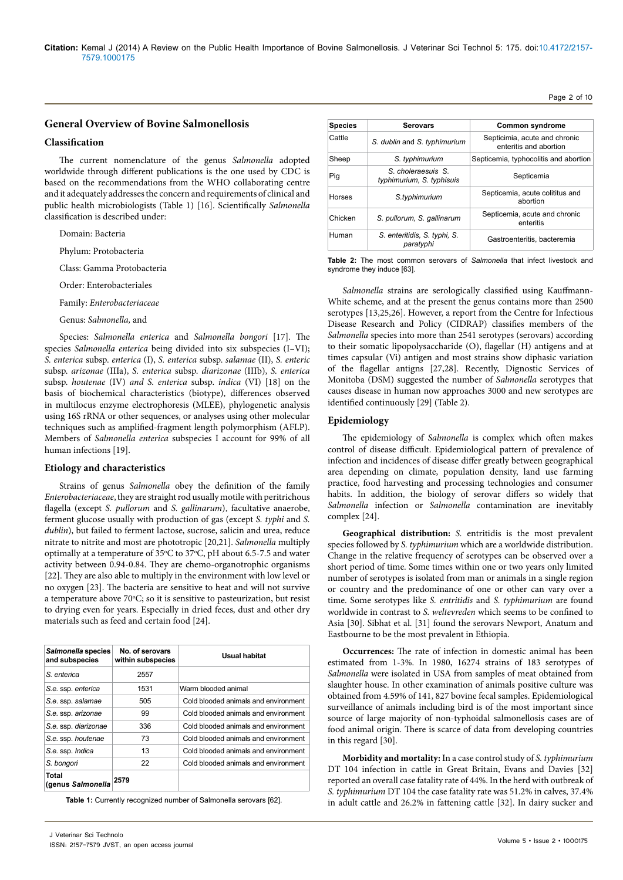## General Overview of Bovine Salmonellosis

### Classification

The current nomenclature of the genus *Salmonella* adopted worldwide through different publications is the one used by CDC is based on the recommendations from the WHO collaborating centre and it adequately addresses the concern and requirements of clinical and public health microbiologists (Table 1) [16]. Scientifically *Salmonella* classification is described under:

Domain: Bacteria

Phylum: Protobacteria

Class: Gamma Protobacteria

Order: Enterobacteriales

Family: *Enterobacteriaceae*

Genus: *Salmonella,* and

Species: *Salmonella enterica* and *Salmonella bongori* [17]. The species *Salmonella enterica* being divided into six subspecies (I–VI); *S. enterica* subsp. *enterica* (I), *S. enterica* subsp. *salamae* (II), *S. enteric* subsp. *arizonae* (IIIa), *S. enterica* subsp. *diarizonae* (IIIb), *S. enterica* subsp. *houtenae* (IV) *and S. enterica* subsp. *indica* (VI) [18] on the basis of biochemical characteristics (biotype), differences observed in multilocus enzyme electrophoresis (MLEE), phylogenetic analysis using 16S rRNA or other sequences, or analyses using other molecular techniques such as amplified-fragment length polymorphism (AFLP). Members of *Salmonella enterica* subspecies I account for 99% of all human infections [19].

### Etiology and characteristics

Strains of genus *Salmonella* obey the definition of the family *Enterobacteriaceae*, they are straight rod usually motile with peritrichous flagella (except *S. pullorum* and *S. gallinarum*), facultative anaerobe, ferment glucose usually with production of gas (except *S. typhi* and *S. dublin*), but failed to ferment lactose, sucrose, salicin and urea, reduce nitrate to nitrite and most are phototropic [20,21]. *Salmonella* multiply optimally at a temperature of 35°C to 37°C, pH about 6.5-7.5 and water activity between 0.94-0.84. They are chemo-organotrophic organisms [22]. They are also able to multiply in the environment with low level or no oxygen [23]. The bacteria are sensitive to heat and will not survive a temperature above 70°C; so it is sensitive to pasteurization, but resist to drying even for years. Especially in dried feces, dust and other dry materials such as feed and certain food [24].

| *Salmonella* species and subspecies | No. of serovars within subspecies | Usual habitat |
|---|---|---|
| *S. enterica* | 2557 | |
| *S.e.* ssp. *enterica* | 1531 | Warm blooded animal |
| *S.e.* ssp. *salamae* | 505 | Cold blooded animals and environment |
| *S.e.* ssp. *arizonae* | 99 | Cold blooded animals and environment |
| *S.e.* ssp. *diarizonae* | 336 | Cold blooded animals and environment |
| *S.e.* ssp. *houtenae* | 73 | Cold blooded animals and environment |
| *S.e.* ssp. *Indica* | 13 | Cold blooded animals and environment |
| *S. bongori* | 22 | Cold blooded animals and environment |
| **Total (genus *Salmonella*** | **2579** | |

**Table 1:** Currently recognized number of Salmonella serovars [62].

| Species | Serovars | Common syndrome |
|---|---|---|
| Cattle | *S. dublin* and *S. typhimurium* | Septicimia, acute and chronic enteritis and abortion |
| Sheep | *S. typhimurium* | Septicemia, typhocolitis and abortion |
| Pig | *S. choleraesuis S. typhimurium, S. typhisuis* | Septicemia |
| Horses | *S.typhimurium* | Septicemia, acute colititus and abortion |
| Chicken | *S. pullorum, S. gallinarum* | Septicemia, acute and chronic enteritis |
| Human | *S. enteritidis, S. typhi, S. paratyphi* | Gastroenteritis, bacteremia |

**Table 2:** The most common serovars of *Salmonella* that infect livestock and syndrome they induce [63].

*Salmonella* strains are serologically classified using Kauffmann-White scheme, and at the present the genus contains more than 2500 serotypes [13,25,26]. However, a report from the Centre for Infectious Disease Research and Policy (CIDRAP) classifies members of the *Salmonella* species into more than 2541 serotypes (serovars) according to their somatic lipopolysaccharide (O), flagellar (H) antigens and at times capsular (Vi) antigen and most strains show diphasic variation of the flagellar antigens [27,28]. Recently, Dignostic Services of Monitoba (DSM) suggested the number of *Salmonella* serotypes that causes disease in human now approaches 3000 and new serotypes are identified continuously [29] (Table 2).

### Epidemiology

The epidemiology of *Salmonella* is complex which often makes control of disease difficult. Epidemiological pattern of prevalence of infection and incidences of disease differ greatly between geographical area depending on climate, population density, land use farming practice, food harvesting and processing technologies and consumer habits. In addition, the biology of serovar differs so widely that *Salmonella* infection or *Salmonella* contamination are inevitably complex [24].

**Geographical distribution:** *S.* entritidis is the most prevalent species followed by *S. typhimurium* which are a worldwide distribution. Change in the relative frequency of serotypes can be observed over a short period of time. Some times within one or two years only limited number of serotypes is isolated from man or animals in a single region or country and the predominance of one or other serovar can vary over a time. Some serotypes like *S. entritidis* and *S. typhimurium* are found worldwide in contrast to *S. weltevreden* which seems to be confined to Asia [30]. Sibhat et al. [31] found the serovars Newport, Anatum and Eastbourne to be the most prevalent in Ethiopia.

**Occurrences:** The rate of infection in domestic animal has been estimated from 1-3%. In 1980, 16274 strains of 183 serotypes of *Salmonella* were isolated in USA from samples of meat obtained from slaughter house. In other examination of animals positive culture was obtained from 4.59% of 141, 827 bovine fecal samples. Epidemiological surveillance of animals including bird is of the most important since source of large majority of non-typhoidal salmonellosis cases are of food animal origin. There is scarce of data from developing countries in this regard [30].

**Morbidity and mortality:** In a case control study of *S. typhimurium* DT 104 infection in cattle in Great Britain, Evans and Davies [32] reported an overall case fatality rate of 44%. In the herd with outbreak of *S. typhimurium* DT 104 the case fatality rate was 51.2% in calves, 37.4% in adult cattle and 26.2% in fattening cattle [32]. In dairy sucker and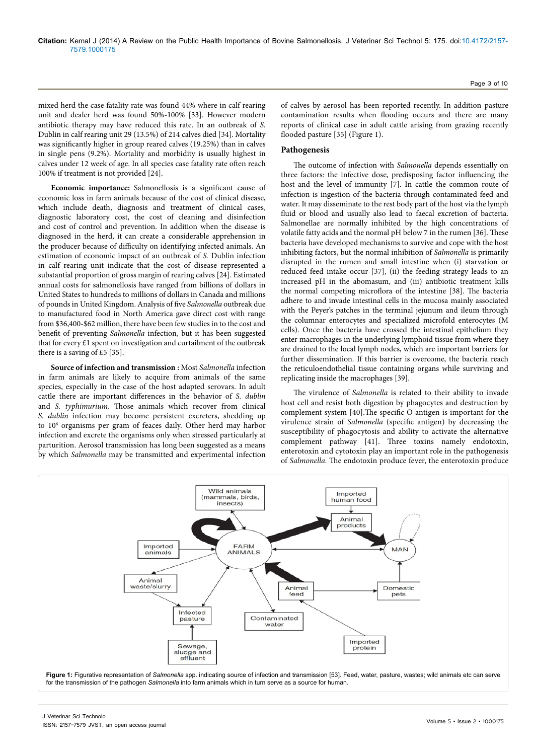mixed herd the case fatality rate was found 44% where in calf rearing unit and dealer herd was found 50%-100% [33]. However modern antibiotic therapy may have reduced this rate. In an outbreak of *S.* Dublin in calf rearing unit 29 (13.5%) of 214 calves died [34]. Mortality was significantly higher in group reared calves (19.25%) than in calves in single pens (9.2%). Mortality and morbidity is usually highest in calves under 12 week of age. In all species case fatality rate often reach 100% if treatment is not provided [24].

**Economic importance:** Salmonellosis is a significant cause of economic loss in farm animals because of the cost of clinical disease, which include death, diagnosis and treatment of clinical cases, diagnostic laboratory cost, the cost of cleaning and disinfection and cost of control and prevention. In addition when the disease is diagnosed in the herd, it can create a considerable apprehension in the producer because of difficulty on identifying infected animals. An estimation of economic impact of an outbreak of *S.* Dublin infection in calf rearing unit indicate that the cost of disease represented a substantial proportion of gross margin of rearing calves [24]. Estimated annual costs for salmonellosis have ranged from billions of dollars in United States to hundreds to millions of dollars in Canada and millions of pounds in United Kingdom. Analysis of five *Salmonella* outbreak due to manufactured food in North America gave direct cost with range from $36,400-$62 million, there have been few studies in to the cost and benefit of preventing *Salmonella* infection, but it has been suggested that for every £1 spent on investigation and curtailment of the outbreak there is a saving of £5 [35].

**Source of infection and transmission :** Most *Salmonella* infection in farm animals are likely to acquire from animals of the same species, especially in the case of the host adapted serovars. In adult cattle there are important differences in the behavior of *S. dublin* and *S. typhimurium*. Those animals which recover from clinical *S. dublin* infection may become persistent excreters, shedding up to $10^6$ organisms per gram of feaces daily. Other herd may harbor infection and excrete the organisms only when stressed particularly at parturition. Aerosol transmission has long been suggested as a means by which *Salmonella* may be transmitted and experimental infection of calves by aerosol has been reported recently. In addition pasture contamination results when flooding occurs and there are many reports of clinical case in adult cattle arising from grazing recently flooded pasture [35] (Figure 1).

## Pathogenesis

The outcome of infection with *Salmonella* depends essentially on three factors: the infective dose, predisposing factor influencing the host and the level of immunity [7]. In cattle the common route of infection is ingestion of the bacteria through contaminated feed and water. It may disseminate to the rest body part of the host via the lymph fluid or blood and usually also lead to faecal excretion of bacteria. Salmonellae are normally inhibited by the high concentrations of volatile fatty acids and the normal pH below 7 in the rumen [36]. These bacteria have developed mechanisms to survive and cope with the host inhibiting factors, but the normal inhibition of *Salmonella* is primarily disrupted in the rumen and small intestine when (i) starvation or reduced feed intake occur [37], (ii) the feeding strategy leads to an increased pH in the abomasum, and (iii) antibiotic treatment kills the normal competing microflora of the intestine [38]. The bacteria adhere to and invade intestinal cells in the mucosa mainly associated with the Peyer's patches in the terminal jejunum and ileum through the columnar enterocytes and specialized microfold enterocytes (M cells). Once the bacteria have crossed the intestinal epithelium they enter macrophages in the underlying lymphoid tissue from where they are drained to the local lymph nodes, which are important barriers for further dissemination. If this barrier is overcome, the bacteria reach the reticuloendothelial tissue containing organs while surviving and replicating inside the macrophages [39].

The virulence of *Salmonella* is related to their ability to invade host cell and resist both digestion by phagocytes and destruction by complement system [40].The specific O antigen is important for the virulence strain of *Salmonella* (specific antigen) by decreasing the susceptibility of phagocytosis and ability to activate the alternative complement pathway [41]. Three toxins namely endotoxin, enterotoxin and cytotoxin play an important role in the pathogenesis of *Salmonella.* The endotoxin produce fever, the enterotoxin produce

**Figure 1:** Figurative representation of *Salmonella* spp. indicating source of infection and transmission [53]. Feed, water, pasture, wastes; wild animals etc can serve for the transmission of the pathogen *Salmonella* into farm animals which in turn serve as a source for human.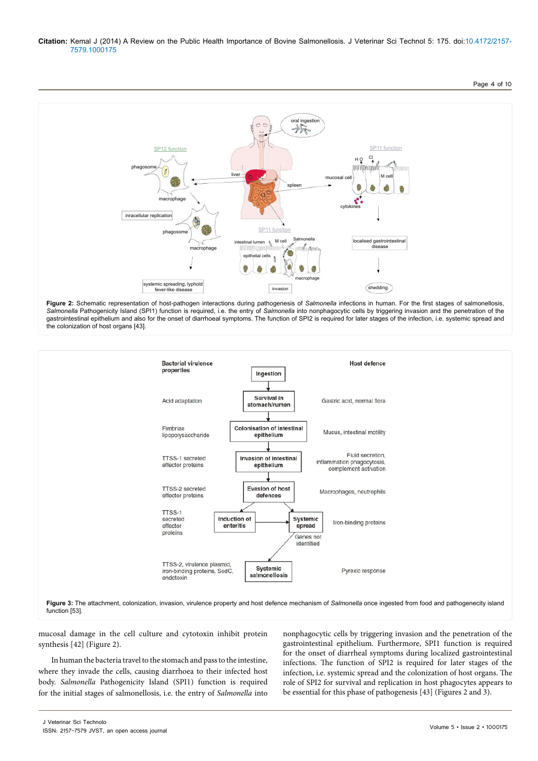**Figure 2:** Schematic representation of host-pathogen interactions during pathogenesis of *Salmonella* infections in human. For the first stages of salmonellosis, *Salmonella* Pathogenicity Island (SPI1) function is required, i.e. the entry of *Salmonella* into nonphagocytic cells by triggering invasion and the penetration of the gastrointestinal epithelium and also for the onset of diarrhoeal symptoms. The function of SPI2 is required for later stages of the infection, i.e. systemic spread and the colonization of host organs [43].

**Figure 3:** The attachment, colonization, invasion, virulence property and host defence mechanism of *Salmonella* once ingested from food and pathogenecity island function [53].

mucosal damage in the cell culture and cytotoxin inhibit protein synthesis [42] (Figure 2).

In human the bacteria travel to the stomach and pass to the intestine, where they invade the cells, causing diarrhoea to their infected host body. *Salmonella* Pathogenicity Island (SPI1) function is required for the initial stages of salmonellosis, i.e. the entry of *Salmonella* into nonphagocytic cells by triggering invasion and the penetration of the gastrointestinal epithelium. Furthermore, SPI1 function is required for the onset of diarrheal symptoms during localized gastrointestinal infections. The function of SPI2 is required for later stages of the infection, i.e. systemic spread and the colonization of host organs. The role of SPI2 for survival and replication in host phagocytes appears to be essential for this phase of pathogenesis [43] (Figures 2 and 3).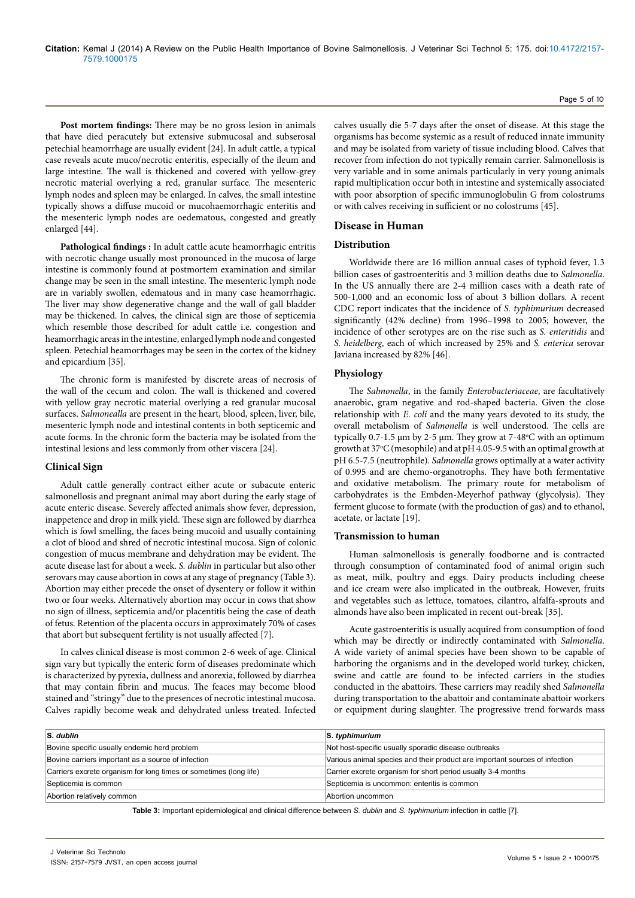**Post mortem findings:** There may be no gross lesion in animals that have died peracutely but extensive submucosal and subserosal petechial heamorrhage are usually evident [24]. In adult cattle, a typical case reveals acute muco/necrotic enteritis, especially of the ileum and large intestine. The wall is thickened and covered with yellow-grey necrotic material overlying a red, granular surface. The mesenteric lymph nodes and spleen may be enlarged. In calves, the small intestine typically shows a diffuse mucoid or mucohaemorrhagic enteritis and the mesenteric lymph nodes are oedematous, congested and greatly enlarged [44].

**Pathological findings :** In adult cattle acute heamorrhagic entritis with necrotic change usually most pronounced in the mucosa of large intestine is commonly found at postmortem examination and similar change may be seen in the small intestine. The mesenteric lymph node are in variably swollen, edematous and in many case heamorrhagic. The liver may show degenerative change and the wall of gall bladder may be thickened. In calves, the clinical sign are those of septicemia which resemble those described for adult cattle i.e. congestion and heamorrhagic areas in the intestine, enlarged lymph node and congested spleen. Petechial heamorrhages may be seen in the cortex of the kidney and epicardium [35].

The chronic form is manifested by discrete areas of necrosis of the wall of the cecum and colon. The wall is thickened and covered with yellow gray necrotic material overlying a red granular mucosal surfaces. *Salmonealla* are present in the heart, blood, spleen, liver, bile, mesenteric lymph node and intestinal contents in both septicemic and acute forms. In the chronic form the bacteria may be isolated from the intestinal lesions and less commonly from other viscera [24].

## Clinical Sign

Adult cattle generally contract either acute or subacute enteric salmonellosis and pregnant animal may abort during the early stage of acute enteric disease. Severely affected animals show fever, depression, inappetence and drop in milk yield. These sign are followed by diarrhea which is fowl smelling, the faces being mucoid and usually containing a clot of blood and shred of necrotic intestinal mucosa. Sign of colonic congestion of mucus membrane and dehydration may be evident. The acute disease last for about a week. *S. dublin* in particular but also other serovars may cause abortion in cows at any stage of pregnancy (Table 3). Abortion may either precede the onset of dysentery or follow it within two or four weeks. Alternatively abortion may occur in cows that show no sign of illness, septicemia and/or placentitis being the case of death of fetus. Retention of the placenta occurs in approximately 70% of cases that abort but subsequent fertility is not usually affected [7].

In calves clinical disease is most common 2-6 week of age. Clinical sign vary but typically the enteric form of diseases predominate which is characterized by pyrexia, dullness and anorexia, followed by diarrhea that may contain fibrin and mucus. The feaces may become blood stained and "stringy" due to the presences of necrotic intestinal mucosa. Calves rapidly become weak and dehydrated unless treated. Infected calves usually die 5-7 days after the onset of disease. At this stage the organisms has become systemic as a result of reduced innate immunity and may be isolated from variety of tissue including blood. Calves that recover from infection do not typically remain carrier. Salmonellosis is very variable and in some animals particularly in very young animals rapid multiplication occur both in intestine and systemically associated with poor absorption of specific immunoglobulin G from colostrums or with calves receiving in sufficient or no colostrums [45].

## Disease in Human

### Distribution

Worldwide there are 16 million annual cases of typhoid fever, 1.3 billion cases of gastroenteritis and 3 million deaths due to *Salmonella*. In the US annually there are 2-4 million cases with a death rate of 500-1,000 and an economic loss of about 3 billion dollars. A recent CDC report indicates that the incidence of *S. typhimurium* decreased significantly (42% decline) from 1996–1998 to 2005; however, the incidence of other serotypes are on the rise such as *S. enteritidis* and *S. heidelberg*, each of which increased by 25% and *S. enterica* serovar Javiana increased by 82% [46].

### Physiology

The *Salmonella*, in the family *Enterobacteriaceae*, are facultatively anaerobic, gram negative and rod-shaped bacteria. Given the close relationship with *E. coli* and the many years devoted to its study, the overall metabolism of *Salmonella* is well understood. The cells are typically 0.7-1.5 µm by 2-5 µm. They grow at 7-48°C with an optimum growth at 37°C (mesophile) and at pH 4.05-9.5 with an optimal growth at pH 6.5-7.5 (neutrophile). *Salmonella* grows optimally at a water activity of 0.995 and are chemo-organotrophs. They have both fermentative and oxidative metabolism. The primary route for metabolism of carbohydrates is the Embden-Meyerhof pathway (glycolysis). They ferment glucose to formate (with the production of gas) and to ethanol, acetate, or lactate [19].

### Transmission to human

Human salmonellosis is generally foodborne and is contracted through consumption of contaminated food of animal origin such as meat, milk, poultry and eggs. Dairy products including cheese and ice cream were also implicated in the outbreak. However, fruits and vegetables such as lettuce, tomatoes, cilantro, alfalfa-sprouts and almonds have also been implicated in recent out-break [35].

Acute gastroenteritis is usually acquired from consumption of food which may be directly or indirectly contaminated with *Salmonella*. A wide variety of animal species have been shown to be capable of harboring the organisms and in the developed world turkey, chicken, swine and cattle are found to be infected carriers in the studies conducted in the abattoirs. These carriers may readily shed *Salmonella* during transportation to the abattoir and contaminate abattoir workers or equipment during slaughter. The progressive trend forwards mass

| ***S. dublin*** | ***S. typhimurium*** |
|---|---|
| Bovine specific usually endemic herd problem | Not host-specific usually sporadic disease outbreaks |
| Bovine carriers important as a source of infection | Various animal species and their product are important sources of infection |
| Carriers excrete organism for long times or sometimes (long life) | Carrier excrete organism for short period usually 3-4 months |
| Septicemia is common | Septicemia is uncommon: enteritis is common |
| Abortion relatively common | Abortion uncommon |

**Table 3:** Important epidemiological and clinical difference between *S. dublin* and *S. typhimurium* infection in cattle [7].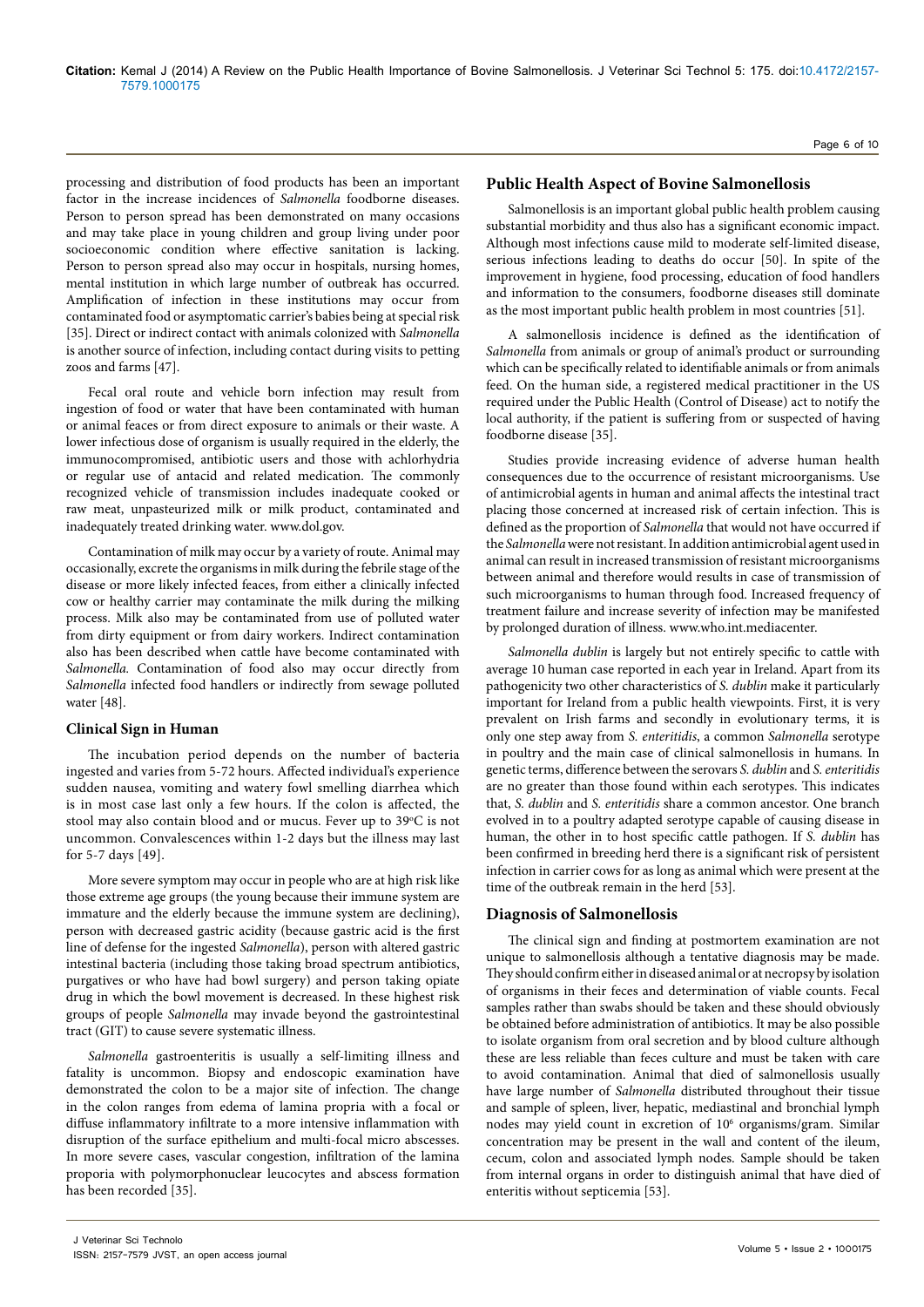processing and distribution of food products has been an important factor in the increase incidences of *Salmonella* foodborne diseases. Person to person spread has been demonstrated on many occasions and may take place in young children and group living under poor socioeconomic condition where effective sanitation is lacking. Person to person spread also may occur in hospitals, nursing homes, mental institution in which large number of outbreak has occurred. Amplification of infection in these institutions may occur from contaminated food or asymptomatic carrier's babies being at special risk [35]. Direct or indirect contact with animals colonized with *Salmonella* is another source of infection, including contact during visits to petting zoos and farms [47].

Fecal oral route and vehicle born infection may result from ingestion of food or water that have been contaminated with human or animal feaces or from direct exposure to animals or their waste. A lower infectious dose of organism is usually required in the elderly, the immunocompromised, antibiotic users and those with achlorhydria or regular use of antacid and related medication. The commonly recognized vehicle of transmission includes inadequate cooked or raw meat, unpasteurized milk or milk product, contaminated and inadequately treated drinking water. www.dol.gov.

Contamination of milk may occur by a variety of route. Animal may occasionally, excrete the organisms in milk during the febrile stage of the disease or more likely infected feaces, from either a clinically infected cow or healthy carrier may contaminate the milk during the milking process. Milk also may be contaminated from use of polluted water from dirty equipment or from dairy workers. Indirect contamination also has been described when cattle have become contaminated with *Salmonella*. Contamination of food also may occur directly from *Salmonella* infected food handlers or indirectly from sewage polluted water [48].

### Clinical Sign in Human

The incubation period depends on the number of bacteria ingested and varies from 5-72 hours. Affected individual's experience sudden nausea, vomiting and watery fowl smelling diarrhea which is in most case last only a few hours. If the colon is affected, the stool may also contain blood and or mucus. Fever up to 39°C is not uncommon. Convalescences within 1-2 days but the illness may last for 5-7 days [49].

More severe symptom may occur in people who are at high risk like those extreme age groups (the young because their immune system are immature and the elderly because the immune system are declining), person with decreased gastric acidity (because gastric acid is the first line of defense for the ingested *Salmonella*), person with altered gastric intestinal bacteria (including those taking broad spectrum antibiotics, purgatives or who have had bowl surgery) and person taking opiate drug in which the bowl movement is decreased. In these highest risk groups of people *Salmonella* may invade beyond the gastrointestinal tract (GIT) to cause severe systematic illness.

*Salmonella* gastroenteritis is usually a self-limiting illness and fatality is uncommon. Biopsy and endoscopic examination have demonstrated the colon to be a major site of infection. The change in the colon ranges from edema of lamina propria with a focal or diffuse inflammatory infiltrate to a more intensive inflammation with disruption of the surface epithelium and multi-focal micro abscesses. In more severe cases, vascular congestion, infiltration of the lamina proporia with polymorphonuclear leucocytes and abscess formation has been recorded [35].

## Public Health Aspect of Bovine Salmonellosis

Salmonellosis is an important global public health problem causing substantial morbidity and thus also has a significant economic impact. Although most infections cause mild to moderate self-limited disease, serious infections leading to deaths do occur [50]. In spite of the improvement in hygiene, food processing, education of food handlers and information to the consumers, foodborne diseases still dominate as the most important public health problem in most countries [51].

A salmonellosis incidence is defined as the identification of *Salmonella* from animals or group of animal's product or surrounding which can be specifically related to identifiable animals or from animals feed. On the human side, a registered medical practitioner in the US required under the Public Health (Control of Disease) act to notify the local authority, if the patient is suffering from or suspected of having foodborne disease [35].

Studies provide increasing evidence of adverse human health consequences due to the occurrence of resistant microorganisms. Use of antimicrobial agents in human and animal affects the intestinal tract placing those concerned at increased risk of certain infection. This is defined as the proportion of *Salmonella* that would not have occurred if the *Salmonella* were not resistant. In addition antimicrobial agent used in animal can result in increased transmission of resistant microorganisms between animal and therefore would results in case of transmission of such microorganisms to human through food. Increased frequency of treatment failure and increase severity of infection may be manifested by prolonged duration of illness. www.who.int.mediacenter.

*Salmonella dublin* is largely but not entirely specific to cattle with average 10 human case reported in each year in Ireland. Apart from its pathogenicity two other characteristics of *S. dublin* make it particularly important for Ireland from a public health viewpoints. First, it is very prevalent on Irish farms and secondly in evolutionary terms, it is only one step away from *S. enteritidis*, a common *Salmonella* serotype in poultry and the main case of clinical salmonellosis in humans. In genetic terms, difference between the serovars *S. dublin* and *S. enteritidis* are no greater than those found within each serotypes. This indicates that, *S. dublin* and *S. enteritidis* share a common ancestor. One branch evolved in to a poultry adapted serotype capable of causing disease in human, the other in to host specific cattle pathogen. If *S. dublin* has been confirmed in breeding herd there is a significant risk of persistent infection in carrier cows for as long as animal which were present at the time of the outbreak remain in the herd [53].

## Diagnosis of Salmonellosis

The clinical sign and finding at postmortem examination are not unique to salmonellosis although a tentative diagnosis may be made. They should confirm either in diseased animal or at necropsy by isolation of organisms in their feces and determination of viable counts. Fecal samples rather than swabs should be taken and these should obviously be obtained before administration of antibiotics. It may be also possible to isolate organism from oral secretion and by blood culture although these are less reliable than feces culture and must be taken with care to avoid contamination. Animal that died of salmonellosis usually have large number of *Salmonella* distributed throughout their tissue and sample of spleen, liver, hepatic, mediastinal and bronchial lymph nodes may yield count in excretion of $10^6$ organisms/gram. Similar concentration may be present in the wall and content of the ileum, cecum, colon and associated lymph nodes. Sample should be taken from internal organs in order to distinguish animal that have died of enteritis without septicemia [53].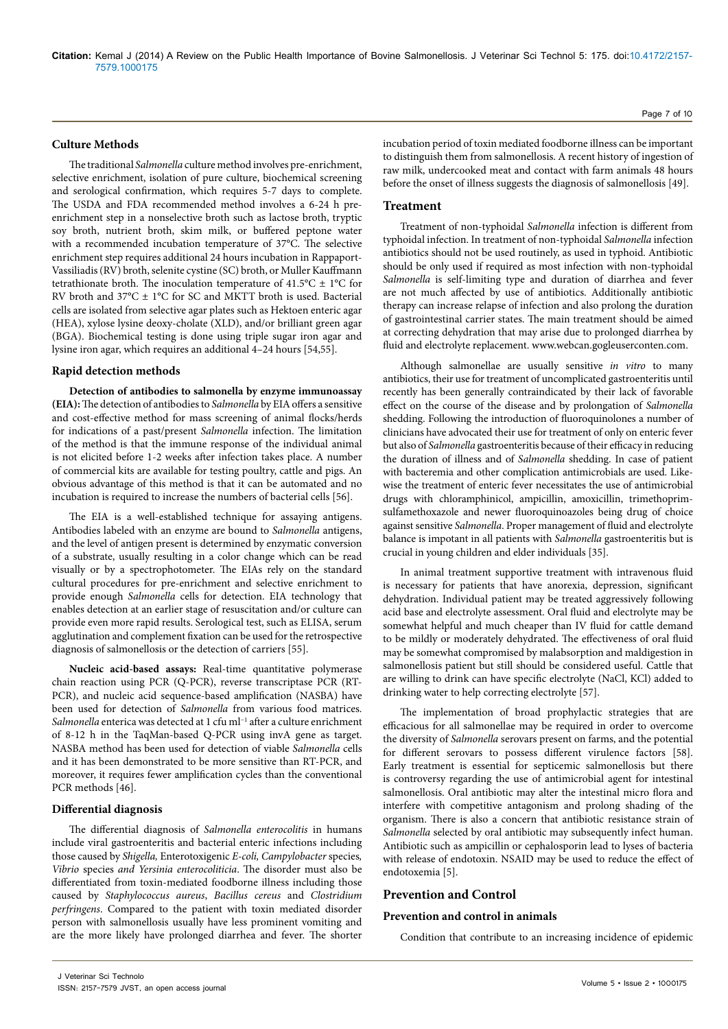### Culture Methods

The traditional *Salmonella* culture method involves pre-enrichment, selective enrichment, isolation of pure culture, biochemical screening and serological confirmation, which requires 5-7 days to complete. The USDA and FDA recommended method involves a 6-24 h pre-enrichment step in a nonselective broth such as lactose broth, tryptic soy broth, nutrient broth, skim milk, or buffered peptone water with a recommended incubation temperature of 37°C. The selective enrichment step requires additional 24 hours incubation in Rappaport-Vassiliadis (RV) broth, selenite cystine (SC) broth, or Muller Kauffmann tetrathionate broth. The inoculation temperature of 41.5°C ± 1°C for RV broth and 37°C ± 1°C for SC and MKTT broth is used. Bacterial cells are isolated from selective agar plates such as Hektoen enteric agar (HEA), xylose lysine deoxy-cholate (XLD), and/or brilliant green agar (BGA). Biochemical testing is done using triple sugar iron agar and lysine iron agar, which requires an additional 4–24 hours [54,55].

### Rapid detection methods

**Detection of antibodies to salmonella by enzyme immunoassay (EIA):** The detection of antibodies to *Salmonella* by EIA offers a sensitive and cost-effective method for mass screening of animal flocks/herds for indications of a past/present *Salmonella* infection. The limitation of the method is that the immune response of the individual animal is not elicited before 1-2 weeks after infection takes place. A number of commercial kits are available for testing poultry, cattle and pigs. An obvious advantage of this method is that it can be automated and no incubation is required to increase the numbers of bacterial cells [56].

The EIA is a well-established technique for assaying antigens. Antibodies labeled with an enzyme are bound to *Salmonella* antigens, and the level of antigen present is determined by enzymatic conversion of a substrate, usually resulting in a color change which can be read visually or by a spectrophotometer. The EIAs rely on the standard cultural procedures for pre-enrichment and selective enrichment to provide enough *Salmonella* cells for detection. EIA technology that enables detection at an earlier stage of resuscitation and/or culture can provide even more rapid results. Serological test, such as ELISA, serum agglutination and complement fixation can be used for the retrospective diagnosis of salmonellosis or the detection of carriers [55].

**Nucleic acid-based assays:** Real-time quantitative polymerase chain reaction using PCR (Q-PCR), reverse transcriptase PCR (RT-PCR), and nucleic acid sequence-based amplification (NASBA) have been used for detection of *Salmonella* from various food matrices. *Salmonella* enterica was detected at 1 cfu $ml^{-1}$ after a culture enrichment of 8-12 h in the TaqMan-based Q-PCR using invA gene as target. NASBA method has been used for detection of viable *Salmonella* cells and it has been demonstrated to be more sensitive than RT-PCR, and moreover, it requires fewer amplification cycles than the conventional PCR methods [46].

### Differential diagnosis

The differential diagnosis of *Salmonella enterocolitis* in humans include viral gastroenteritis and bacterial enteric infections including those caused by *Shigella,* Enterotoxigenic *E-coli, Campylobacter* species*, Vibrio* species *and Yersinia enterocoliticia*. The disorder must also be differentiated from toxin-mediated foodborne illness including those caused by *Staphylococcus aureus*, *Bacillus cereus* and *Clostridium perfringens*. Compared to the patient with toxin mediated disorder person with salmonellosis usually have less prominent vomiting and are the more likely have prolonged diarrhea and fever. The shorter incubation period of toxin mediated foodborne illness can be important to distinguish them from salmonellosis. A recent history of ingestion of raw milk, undercooked meat and contact with farm animals 48 hours before the onset of illness suggests the diagnosis of salmonellosis [49].

## Treatment

Treatment of non-typhoidal *Salmonella* infection is different from typhoidal infection. In treatment of non-typhoidal *Salmonella* infection antibiotics should not be used routinely, as used in typhoid. Antibiotic should be only used if required as most infection with non-typhoidal *Salmonella* is self-limiting type and duration of diarrhea and fever are not much affected by use of antibiotics. Additionally antibiotic therapy can increase relapse of infection and also prolong the duration of gastrointestinal carrier states. The main treatment should be aimed at correcting dehydration that may arise due to prolonged diarrhea by fluid and electrolyte replacement. www.webcan.gogleuserconten.com.

Although salmonellae are usually sensitive *in vitro* to many antibiotics, their use for treatment of uncomplicated gastroenteritis until recently has been generally contraindicated by their lack of favorable effect on the course of the disease and by prolongation of *Salmonella* shedding. Following the introduction of fluoroquinolones a number of clinicians have advocated their use for treatment of only on enteric fever but also of *Salmonella* gastroenteritis because of their efficacy in reducing the duration of illness and of *Salmonella* shedding. In case of patient with bacteremia and other complication antimicrobials are used. Like-wise the treatment of enteric fever necessitates the use of antimicrobial drugs with chloramphinicol, ampicillin, amoxicillin, trimethoprim-sulfamethoxazole and newer fluoroquinoazoles being drug of choice against sensitive *Salmonella*. Proper management of fluid and electrolyte balance is impotant in all patients with *Salmonella* gastroenteritis but is crucial in young children and elder individuals [35].

In animal treatment supportive treatment with intravenous fluid is necessary for patients that have anorexia, depression, significant dehydration. Individual patient may be treated aggressively following acid base and electrolyte assessment. Oral fluid and electrolyte may be somewhat helpful and much cheaper than IV fluid for cattle demand to be mildly or moderately dehydrated. The effectiveness of oral fluid may be somewhat compromised by malabsorption and maldigestion in salmonellosis patient but still should be considered useful. Cattle that are willing to drink can have specific electrolyte (NaCl, KCl) added to drinking water to help correcting electrolyte [57].

The implementation of broad prophylactic strategies that are efficacious for all salmonellae may be required in order to overcome the diversity of *Salmonella* serovars present on farms, and the potential for different serovars to possess different virulence factors [58]. Early treatment is essential for septicemic salmonellosis but there is controversy regarding the use of antimicrobial agent for intestinal salmonellosis. Oral antibiotic may alter the intestinal micro flora and interfere with competitive antagonism and prolong shading of the organism. There is also a concern that antibiotic resistance strain of *Salmonella* selected by oral antibiotic may subsequently infect human. Antibiotic such as ampicillin or cephalosporin lead to lyses of bacteria with release of endotoxin. NSAID may be used to reduce the effect of endotoxemia [5].

## Prevention and Control

### Prevention and control in animals

Condition that contribute to an increasing incidence of epidemic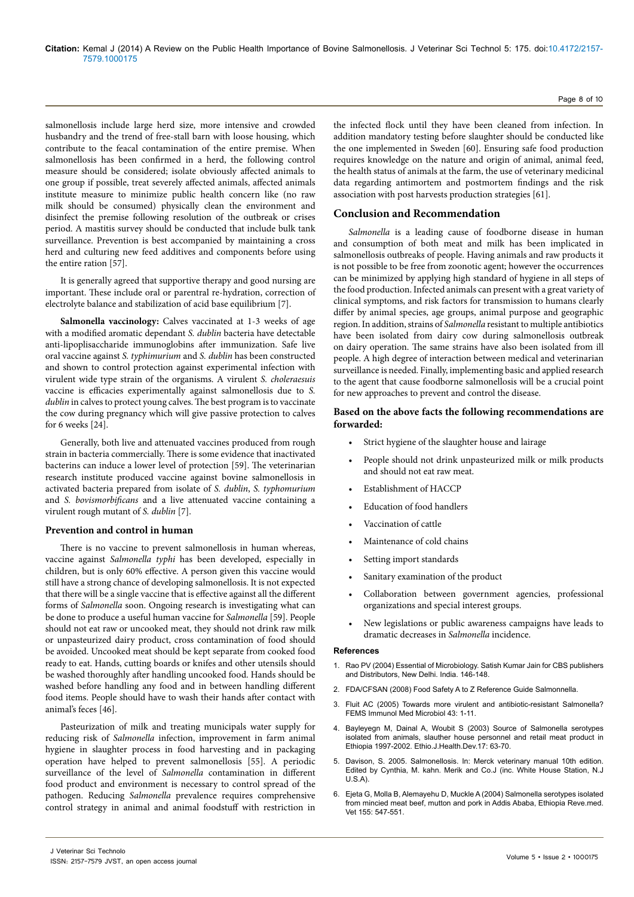salmonellosis include large herd size, more intensive and crowded husbandry and the trend of free-stall barn with loose housing, which contribute to the feacal contamination of the entire premise. When salmonellosis has been confirmed in a herd, the following control measure should be considered; isolate obviously affected animals to one group if possible, treat severely affected animals, affected animals institute measure to minimize public health concern like (no raw milk should be consumed) physically clean the environment and disinfect the premise following resolution of the outbreak or crises period. A mastitis survey should be conducted that include bulk tank surveillance. Prevention is best accompanied by maintaining a cross herd and culturing new feed additives and components before using the entire ration [57].

It is generally agreed that supportive therapy and good nursing are important. These include oral or parentral re-hydration, correction of electrolyte balance and stabilization of acid base equilibrium [7].

**Salmonella vaccinology:** Calves vaccinated at 1-3 weeks of age with a modified aromatic dependant *S. dublin* bacteria have detectable anti-lipoplisaccharide immunoglobins after immunization. Safe live oral vaccine against *S. typhimurium* and *S. dublin* has been constructed and shown to control protection against experimental infection with virulent wide type strain of the organisms. A virulent *S. choleraesuis* vaccine is efficacies experimentally against salmonellosis due to *S. dublin* in calves to protect young calves. The best program is to vaccinate the cow during pregnancy which will give passive protection to calves for 6 weeks [24].

Generally, both live and attenuated vaccines produced from rough strain in bacteria commercially. There is some evidence that inactivated bacterins can induce a lower level of protection [59]. The veterinarian research institute produced vaccine against bovine salmonellosis in activated bacteria prepared from isolate of *S. dublin*, *S. typhumurium* and *S. bovismorbificans* and a live attenuated vaccine containing a virulent rough mutant of *S. dublin* [7].

### Prevention and control in human

There is no vaccine to prevent salmonellosis in human whereas, vaccine against *Salmonella typhi* has been developed, especially in children, but is only 60% effective. A person given this vaccine would still have a strong chance of developing salmonellosis. It is not expected that there will be a single vaccine that is effective against all the different forms of *Salmonella* soon. Ongoing research is investigating what can be done to produce a useful human vaccine for *Salmonella* [59]. People should not eat raw or uncooked meat, they should not drink raw milk or unpasteurized dairy product, cross contamination of food should be avoided. Uncooked meat should be kept separate from cooked food ready to eat. Hands, cutting boards or knifes and other utensils should be washed thoroughly after handling uncooked food. Hands should be washed before handling any food and in between handling different food items. People should have to wash their hands after contact with animal's feces [46].

Pasteurization of milk and treating municipals water supply for reducing risk of *Salmonella* infection, improvement in farm animal hygiene in slaughter process in food harvesting and in packaging operation have helped to prevent salmonellosis [55]. A periodic surveillance of the level of *Salmonella* contamination in different food product and environment is necessary to control spread of the pathogen. Reducing *Salmonella* prevalence requires comprehensive control strategy in animal and animal foodstuff with restriction in the infected flock until they have been cleaned from infection. In addition mandatory testing before slaughter should be conducted like the one implemented in Sweden [60]. Ensuring safe food production requires knowledge on the nature and origin of animal, animal feed, the health status of animals at the farm, the use of veterinary medicinal data regarding antimortem and postmortem findings and the risk association with post harvests production strategies [61].

## Conclusion and Recommendation

*Salmonella* is a leading cause of foodborne disease in human and consumption of both meat and milk has been implicated in salmonellosis outbreaks of people. Having animals and raw products it is not possible to be free from zoonotic agent; however the occurrences can be minimized by applying high standard of hygiene in all steps of the food production. Infected animals can present with a great variety of clinical symptoms, and risk factors for transmission to humans clearly differ by animal species, age groups, animal purpose and geographic region. In addition, strains of *Salmonella* resistant to multiple antibiotics have been isolated from dairy cow during salmonellosis outbreak on dairy operation. The same strains have also been isolated from ill people. A high degree of interaction between medical and veterinarian surveillance is needed. Finally, implementing basic and applied research to the agent that cause foodborne salmonellosis will be a crucial point for new approaches to prevent and control the disease.

### Based on the above facts the following recommendations are forwarded:

- Strict hygiene of the slaughter house and lairage
- People should not drink unpasteurized milk or milk products and should not eat raw meat.
- Establishment of HACCP
- Education of food handlers
- Vaccination of cattle
- Maintenance of cold chains
- Setting import standards
- Sanitary examination of the product
- Collaboration between government agencies, professional organizations and special interest groups.
- New legislations or public awareness campaigns have leads to dramatic decreases in *Salmonella* incidence.

#### References

1. Rao PV (2004) Essential of Microbiology. Satish Kumar Jain for CBS publishers and Distributors, New Delhi. India. 146-148.
2. FDA/CFSAN (2008) Food Safety A to Z Reference Guide Salmonnella.
3. Fluit AC (2005) Towards more virulent and antibiotic-resistant Salmonella? FEMS Immunol Med Microbiol 43: 1-11.
4. Bayleyegn M, Dainal A, Woubit S (2003) Source of Salmonella serotypes isolated from animals, slauther house personnel and retail meat product in Ethiopia 1997-2002. Ethio.J.Health.Dev.17: 63-70.
5. Davison, S. 2005. Salmonellosis. In: Merck veterinary manual 10th edition. Edited by Cynthia, M. kahn. Merik and Co.J (inc. White House Station, N.J U.S.A).
6. Ejeta G, Molla B, Alemayehu D, Muckle A (2004) Salmonella serotypes isolated from mincied meat beef, mutton and pork in Addis Ababa, Ethiopia Reve.med. Vet 155: 547-551.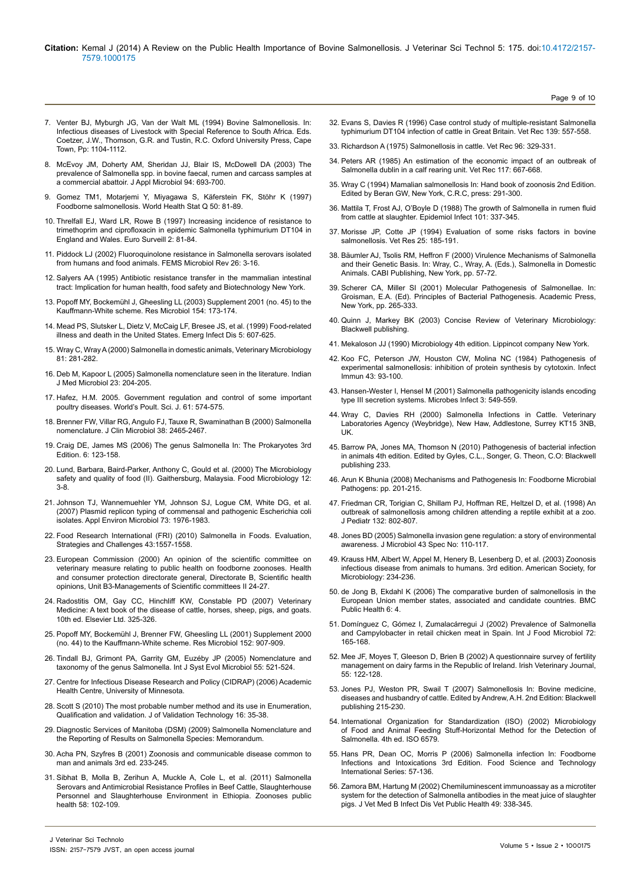7. Venter BJ, Myburgh JG, Van der Walt ML (1994) Bovine Salmonellosis. In: Infectious diseases of Livestock with Special Reference to South Africa. Eds. Coetzer, J.W., Thomson, G.R. and Tustin, R.C. Oxford University Press, Cape Town, Pp: 1104-1112.

8. McEvoy JM, Doherty AM, Sheridan JJ, Blair IS, McDowell DA (2003) The prevalence of Salmonella spp. in bovine faecal, rumen and carcass samples at a commercial abattoir. J Appl Microbiol 94: 693-700.

9. Gomez TM1, Motarjemi Y, Miyagawa S, Käferstein FK, Stöhr K (1997) Foodborne salmonellosis. World Health Stat Q 50: 81-89.

10. Threlfall EJ, Ward LR, Rowe B (1997) Increasing incidence of resistance to trimethoprim and ciprofloxacin in epidemic Salmonella typhimurium DT104 in England and Wales. Euro Surveill 2: 81-84.

11. Piddock LJ (2002) Fluoroquinolone resistance in Salmonella serovars isolated from humans and food animals. FEMS Microbiol Rev 26: 3-16.

12. Salyers AA (1995) Antibiotic resistance transfer in the mammalian intestinal tract: Implication for human health, food safety and Biotechnology New York.

13. Popoff MY, Bockemühl J, Gheesling LL (2003) Supplement 2001 (no. 45) to the Kauffmann-White scheme. Res Microbiol 154: 173-174.

14. Mead PS, Slutsker L, Dietz V, McCaig LF, Bresee JS, et al. (1999) Food-related illness and death in the United States. Emerg Infect Dis 5: 607-625.

15. Wray C, Wray A (2000) Salmonella in domestic animals, Veterinary Microbiology 81: 281-282.

16. Deb M, Kapoor L (2005) Salmonella nomenclature seen in the literature. Indian J Med Microbiol 23: 204-205.

17. Hafez, H.M. 2005. Government regulation and control of some important poultry diseases. World's Poult. Sci. J. 61: 574-575.

18. Brenner FW, Villar RG, Angulo FJ, Tauxe R, Swaminathan B (2000) Salmonella nomenclature. J Clin Microbiol 38: 2465-2467.

19. Craig DE, James MS (2006) The genus Salmonella In: The Prokaryotes 3rd Edition. 6: 123-158.

20. Lund, Barbara, Baird-Parker, Anthony C, Gould et al. (2000) The Microbiology safety and quality of food (II). Gaithersburg, Malaysia. Food Microbiology 12: 3-8.

21. Johnson TJ, Wannemuehler YM, Johnson SJ, Logue CM, White DG, et al. (2007) Plasmid replicon typing of commensal and pathogenic Escherichia coli isolates. Appl Environ Microbiol 73: 1976-1983.

22. Food Research International (FRI) (2010) Salmonella in Foods. Evaluation, Strategies and Challenges 43:1557-1558.

23. European Commission (2000) An opinion of the scientific committee on veterinary measure relating to public health on foodborne zoonoses. Health and consumer protection directorate general, Directorate B, Scientific health opinions, Unit B3-Managements of Scientific committees II 24-27.

24. Radostitis OM, Gay CC, Hinchliff KW, Constable PD (2007) Veterinary Medicine: A text book of the disease of cattle, horses, sheep, pigs, and goats. 10th ed. Elsevier Ltd. 325-326.

25. Popoff MY, Bockemühl J, Brenner FW, Gheesling LL (2001) Supplement 2000 (no. 44) to the Kauffmann-White scheme. Res Microbiol 152: 907-909.

26. Tindall BJ, Grimont PA, Garrity GM, Euzéby JP (2005) Nomenclature and taxonomy of the genus Salmonella. Int J Syst Evol Microbiol 55: 521-524.

27. Centre for Infectious Disease Research and Policy (CIDRAP) (2006) Academic Health Centre, University of Minnesota.

28. Scott S (2010) The most probable number method and its use in Enumeration, Qualification and validation. J of Validation Technology 16: 35-38.

29. Diagnostic Services of Manitoba (DSM) (2009) Salmonella Nomenclature and the Reporting of Results on Salmonella Species: Memorandum.

30. Acha PN, Szyfres B (2001) Zoonosis and communicable disease common to man and animals 3rd ed. 233-245.

31. Sibhat B, Molla B, Zerihun A, Muckle A, Cole L, et al. (2011) Salmonella Serovars and Antimicrobial Resistance Profiles in Beef Cattle, Slaughterhouse Personnel and Slaughterhouse Environment in Ethiopia. Zoonoses public health 58: 102-109.

32. Evans S, Davies R (1996) Case control study of multiple-resistant Salmonella typhimurium DT104 infection of cattle in Great Britain. Vet Rec 139: 557-558.

33. Richardson A (1975) Salmonellosis in cattle. Vet Rec 96: 329-331.

34. Peters AR (1985) An estimation of the economic impact of an outbreak of Salmonella dublin in a calf rearing unit. Vet Rec 117: 667-668.

35. Wray C (1994) Mamalian salmonellosis In: Hand book of zoonosis 2nd Edition. Edited by Beran GW, New York, C.R.C, press: 291-300.

36. Mattila T, Frost AJ, O'Boyle D (1988) The growth of Salmonella in rumen fluid from cattle at slaughter. Epidemiol Infect 101: 337-345.

37. Morisse JP, Cotte JP (1994) Evaluation of some risks factors in bovine salmonellosis. Vet Res 25: 185-191.

38. Bäumler AJ, Tsolis RM, Heffron F (2000) Virulence Mechanisms of Salmonella and their Genetic Basis. In: Wray, C., Wray, A. (Eds.), Salmonella in Domestic Animals. CABI Publishing, New York, pp. 57-72.

39. Scherer CA, Miller SI (2001) Molecular Pathogenesis of Salmonellae. In: Groisman, E.A. (Ed). Principles of Bacterial Pathogenesis. Academic Press, New York, pp. 265-333.

40. Quinn J, Markey BK (2003) Concise Review of Veterinary Microbiology: Blackwell publishing.

41. Mekaloson JJ (1990) Microbiology 4th edition. Lippincot company New York.

42. Koo FC, Peterson JW, Houston CW, Molina NC (1984) Pathogenesis of experimental salmonellosis: inhibition of protein synthesis by cytotoxin. Infect Immun 43: 93-100.

43. Hansen-Wester I, Hensel M (2001) Salmonella pathogenicity islands encoding type III secretion systems. Microbes Infect 3: 549-559.

44. Wray C, Davies RH (2000) Salmonella Infections in Cattle. Veterinary Laboratories Agency (Weybridge), New Haw, Addlestone, Surrey KT15 3NB, UK.

45. Barrow PA, Jones MA, Thomson N (2010) Pathogenesis of bacterial infection in animals 4th edition. Edited by Gyles, C.L., Songer, G. Theon, C.O: Blackwell publishing 233.

46. Arun K Bhunia (2008) Mechanisms and Pathogenesis In: Foodborne Microbial Pathogens: pp. 201-215.

47. Friedman CR, Torigian C, Shillam PJ, Hoffman RE, Heltzel D, et al. (1998) An outbreak of salmonellosis among children attending a reptile exhibit at a zoo. J Pediatr 132: 802-807.

48. Jones BD (2005) Salmonella invasion gene regulation: a story of environmental awareness. J Microbiol 43 Spec No: 110-117.

49. Krauss HM, Albert W, Appel M, Henery B, Lesenberg D, et al. (2003) Zoonosis infectious disease from animals to humans. 3rd edition. American Society, for Microbiology: 234-236.

50. de Jong B, Ekdahl K (2006) The comparative burden of salmonellosis in the European Union member states, associated and candidate countries. BMC Public Health 6: 4.

51. Domínguez C, Gómez I, Zumalacárregui J (2002) Prevalence of Salmonella and Campylobacter in retail chicken meat in Spain. Int J Food Microbiol 72: 165-168.

52. Mee JF, Moyes T, Gleeson D, Brien B (2002) A questionnaire survey of fertility management on dairy farms in the Republic of Ireland. Irish Veterinary Journal, 55: 122-128.

53. Jones PJ, Weston PR, Swail T (2007) Salmonellosis In: Bovine medicine, diseases and husbandry of cattle. Edited by Andrew, A.H. 2nd Edition: Blackwell publishing 215-230.

54. International Organization for Standardization (ISO) (2002) Microbiology of Food and Animal Feeding Stuff-Horizontal Method for the Detection of Salmonella. 4th ed. ISO 6579.

55. Hans PR, Dean OC, Morris P (2006) Salmonella infection In: Foodborne Infections and Intoxications 3rd Edition. Food Science and Technology International Series: 57-136.

56. Zamora BM, Hartung M (2002) Chemiluminescent immunoassay as a microtiter system for the detection of Salmonella antibodies in the meat juice of slaughter pigs. J Vet Med B Infect Dis Vet Public Health 49: 338-345.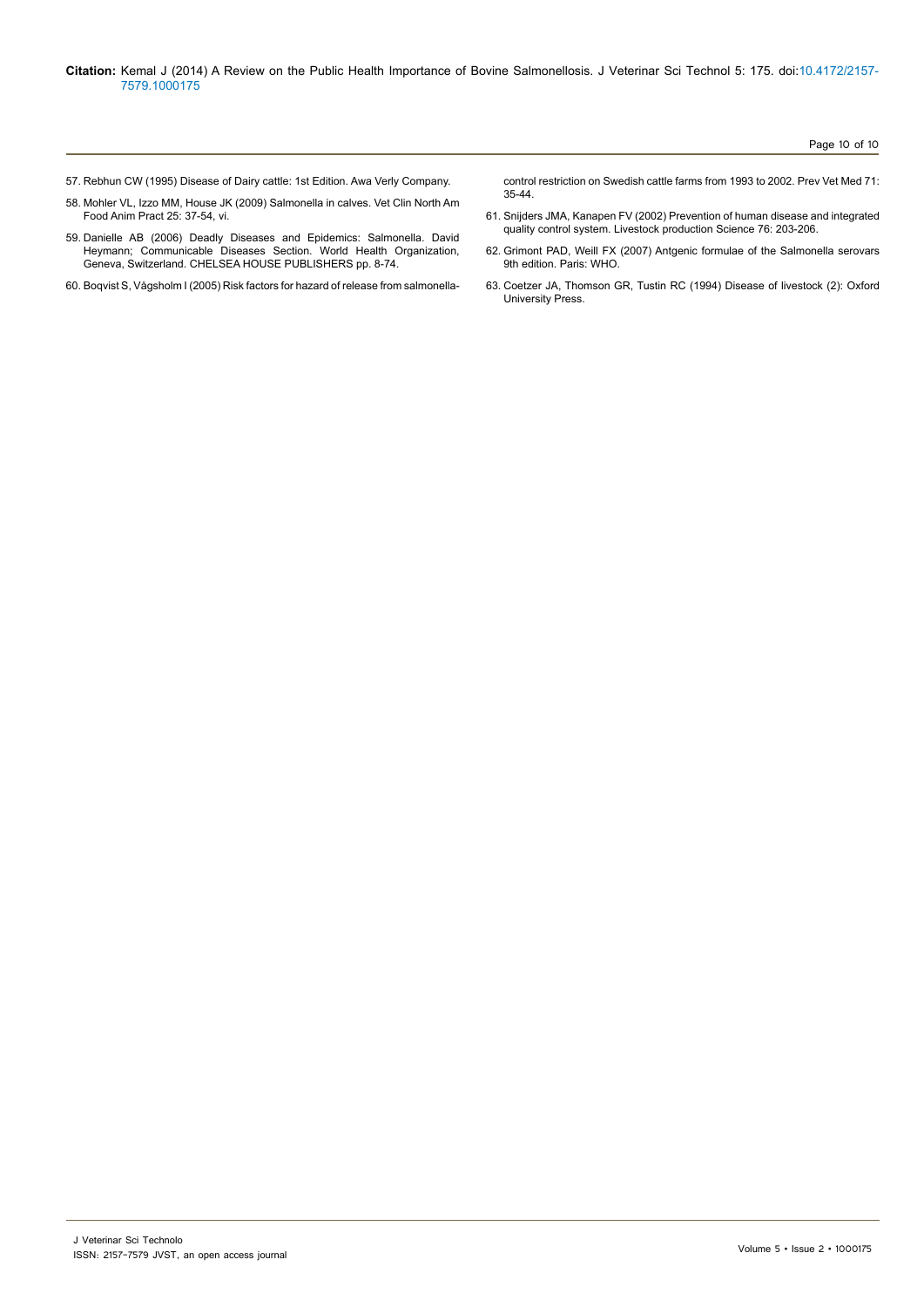57. Rebhun CW (1995) Disease of Dairy cattle: 1st Edition. Awa Verly Company.

58. Mohler VL, Izzo MM, House JK (2009) Salmonella in calves. Vet Clin North Am Food Anim Pract 25: 37-54, vi.

59. Danielle AB (2006) Deadly Diseases and Epidemics: Salmonella. David Heymann; Communicable Diseases Section. World Health Organization, Geneva, Switzerland. CHELSEA HOUSE PUBLISHERS pp. 8-74.

60. Boqvist S, Vågsholm I (2005) Risk factors for hazard of release from salmonella-control restriction on Swedish cattle farms from 1993 to 2002. Prev Vet Med 71: 35-44.

61. Snijders JMA, Kanapen FV (2002) Prevention of human disease and integrated quality control system. Livestock production Science 76: 203-206.

62. Grimont PAD, Weill FX (2007) Antgenic formulae of the Salmonella serovars 9th edition. Paris: WHO.

63. Coetzer JA, Thomson GR, Tustin RC (1994) Disease of livestock (2): Oxford University Press.